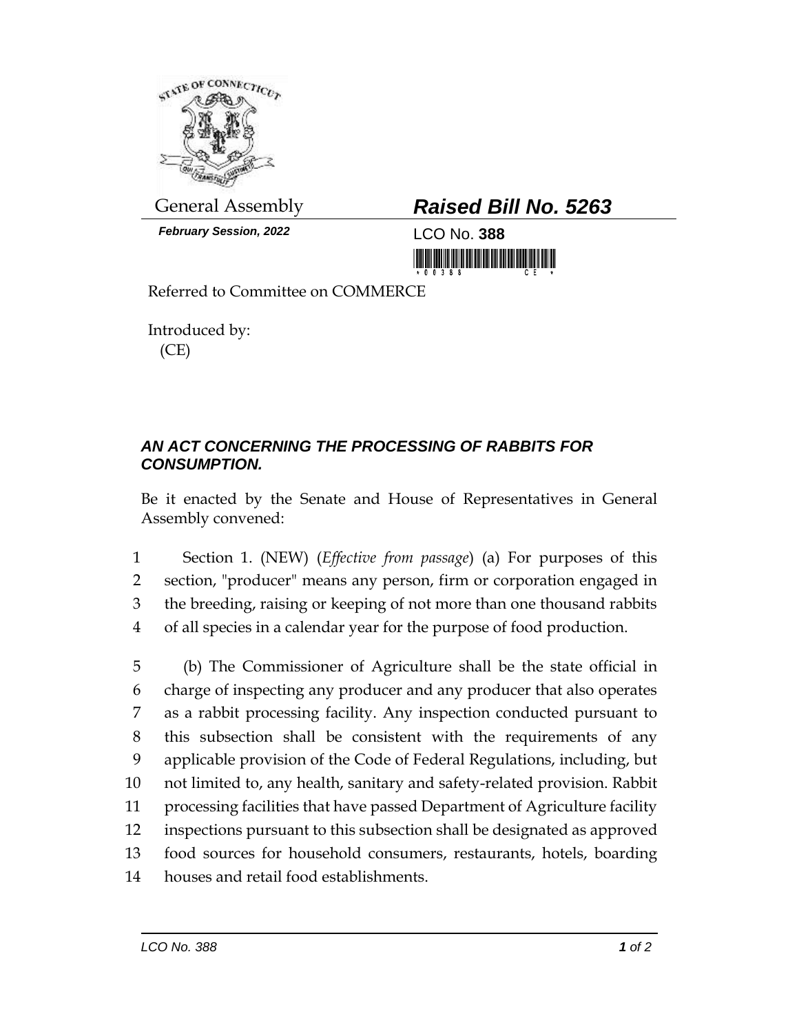General Assembly

***February Session, 2022***

# *Raised Bill No. 5263*

LCO No. **388**

Referred to Committee on COMMERCE

Introduced by:
(CE)

***AN ACT CONCERNING THE PROCESSING OF RABBITS FOR CONSUMPTION.***

Be it enacted by the Senate and House of Representatives in General Assembly convened:

1 Section 1. (NEW) (*Effective from passage*) (a) For purposes of this
2 section, "producer" means any person, firm or corporation engaged in
3 the breeding, raising or keeping of not more than one thousand rabbits
4 of all species in a calendar year for the purpose of food production.

5 (b) The Commissioner of Agriculture shall be the state official in
6 charge of inspecting any producer and any producer that also operates
7 as a rabbit processing facility. Any inspection conducted pursuant to
8 this subsection shall be consistent with the requirements of any
9 applicable provision of the Code of Federal Regulations, including, but
10 not limited to, any health, sanitary and safety-related provision. Rabbit
11 processing facilities that have passed Department of Agriculture facility
12 inspections pursuant to this subsection shall be designated as approved
13 food sources for household consumers, restaurants, hotels, boarding
14 houses and retail food establishments.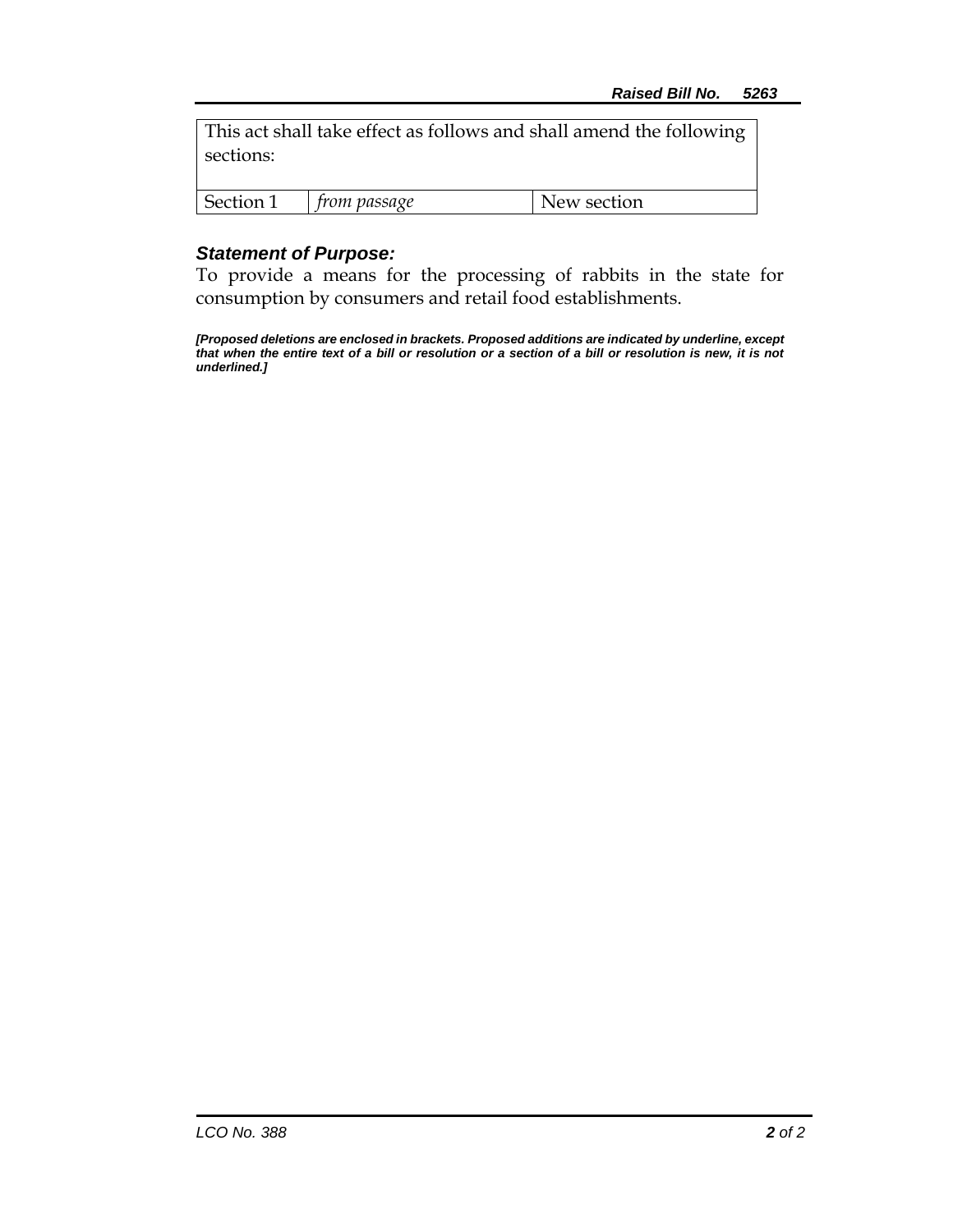| This act shall take effect as follows and shall amend the following sections: | | |
|---|---|---|
| Section 1 | *from passage* | New section |

### *Statement of Purpose:*

To provide a means for the processing of rabbits in the state for consumption by consumers and retail food establishments.

***[Proposed deletions are enclosed in brackets. Proposed additions are indicated by underline, except that when the entire text of a bill or resolution or a section of a bill or resolution is new, it is not underlined.]***